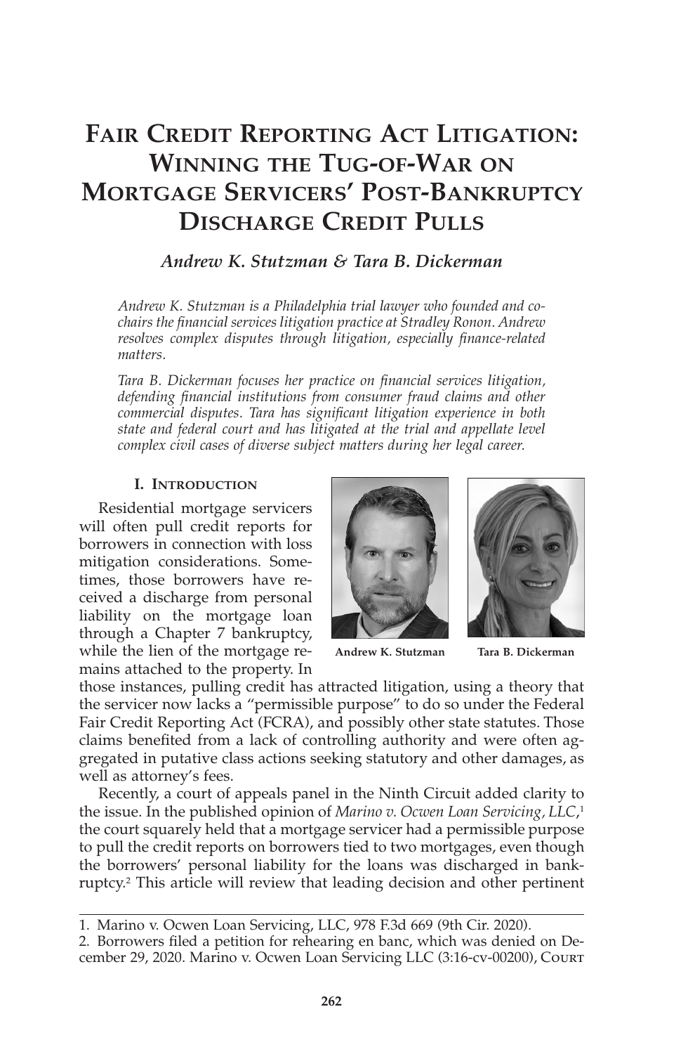# Fair Credit Reporting Act Litigation: Winning the Tug-of-War on Mortgage Servicers' Post-Bankruptcy Discharge Credit Pulls

***Andrew K. Stutzman & Tara B. Dickerman***

*Andrew K. Stutzman is a Philadelphia trial lawyer who founded and co-chairs the financial services litigation practice at Stradley Ronon. Andrew resolves complex disputes through litigation, especially finance-related matters.*

*Tara B. Dickerman focuses her practice on financial services litigation, defending financial institutions from consumer fraud claims and other commercial disputes. Tara has significant litigation experience in both state and federal court and has litigated at the trial and appellate level complex civil cases of diverse subject matters during her legal career.*

## I. Introduction

Residential mortgage servicers will often pull credit reports for borrowers in connection with loss mitigation considerations. Sometimes, those borrowers have received a discharge from personal liability on the mortgage loan through a Chapter 7 bankruptcy, while the lien of the mortgage remains attached to the property. In those instances, pulling credit has attracted litigation, using a theory that the servicer now lacks a "permissible purpose" to do so under the Federal Fair Credit Reporting Act (FCRA), and possibly other state statutes. Those claims benefited from a lack of controlling authority and were often aggregated in putative class actions seeking statutory and other damages, as well as attorney's fees.

**Andrew K. Stutzman** **Tara B. Dickerman**

Recently, a court of appeals panel in the Ninth Circuit added clarity to the issue. In the published opinion of *Marino v. Ocwen Loan Servicing, LLC*,[1] the court squarely held that a mortgage servicer had a permissible purpose to pull the credit reports on borrowers tied to two mortgages, even though the borrowers' personal liability for the loans was discharged in bankruptcy.[2] This article will review that leading decision and other pertinent

---

1. Marino v. Ocwen Loan Servicing, LLC, 978 F.3d 669 (9th Cir. 2020).

2. Borrowers filed a petition for rehearing en banc, which was denied on December 29, 2020. Marino v. Ocwen Loan Servicing LLC (3:16-cv-00200), Court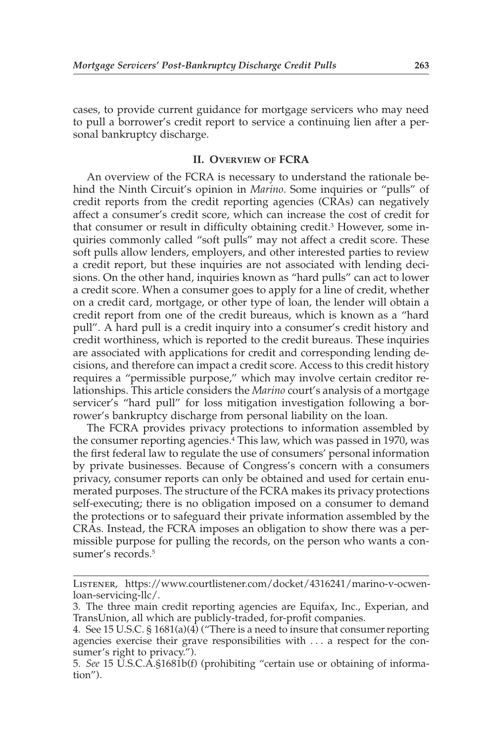cases, to provide current guidance for mortgage servicers who may need to pull a borrower's credit report to service a continuing lien after a personal bankruptcy discharge.

## II. Overview of FCRA

An overview of the FCRA is necessary to understand the rationale behind the Ninth Circuit's opinion in *Marino*. Some inquiries or "pulls" of credit reports from the credit reporting agencies (CRAs) can negatively affect a consumer's credit score, which can increase the cost of credit for that consumer or result in difficulty obtaining credit.[3] However, some inquiries commonly called "soft pulls" may not affect a credit score. These soft pulls allow lenders, employers, and other interested parties to review a credit report, but these inquiries are not associated with lending decisions. On the other hand, inquiries known as "hard pulls" can act to lower a credit score. When a consumer goes to apply for a line of credit, whether on a credit card, mortgage, or other type of loan, the lender will obtain a credit report from one of the credit bureaus, which is known as a "hard pull". A hard pull is a credit inquiry into a consumer's credit history and credit worthiness, which is reported to the credit bureaus. These inquiries are associated with applications for credit and corresponding lending decisions, and therefore can impact a credit score. Access to this credit history requires a "permissible purpose," which may involve certain creditor relationships. This article considers the *Marino* court's analysis of a mortgage servicer's "hard pull" for loss mitigation investigation following a borrower's bankruptcy discharge from personal liability on the loan.

The FCRA provides privacy protections to information assembled by the consumer reporting agencies.[4] This law, which was passed in 1970, was the first federal law to regulate the use of consumers' personal information by private businesses. Because of Congress's concern with a consumers privacy, consumer reports can only be obtained and used for certain enumerated purposes. The structure of the FCRA makes its privacy protections self-executing; there is no obligation imposed on a consumer to demand the protections or to safeguard their private information assembled by the CRAs. Instead, the FCRA imposes an obligation to show there was a permissible purpose for pulling the records, on the person who wants a consumer's records.[5]

---

Listener, https://www.courtlistener.com/docket/4316241/marino-v-ocwen-loan-servicing-llc/.

3. The three main credit reporting agencies are Equifax, Inc., Experian, and TransUnion, all which are publicly-traded, for-profit companies.

4. See 15 U.S.C. § 1681(a)(4) ("There is a need to insure that consumer reporting agencies exercise their grave responsibilities with . . . a respect for the consumer's right to privacy.").

5. *See* 15 U.S.C.A.§1681b(f) (prohibiting "certain use or obtaining of information").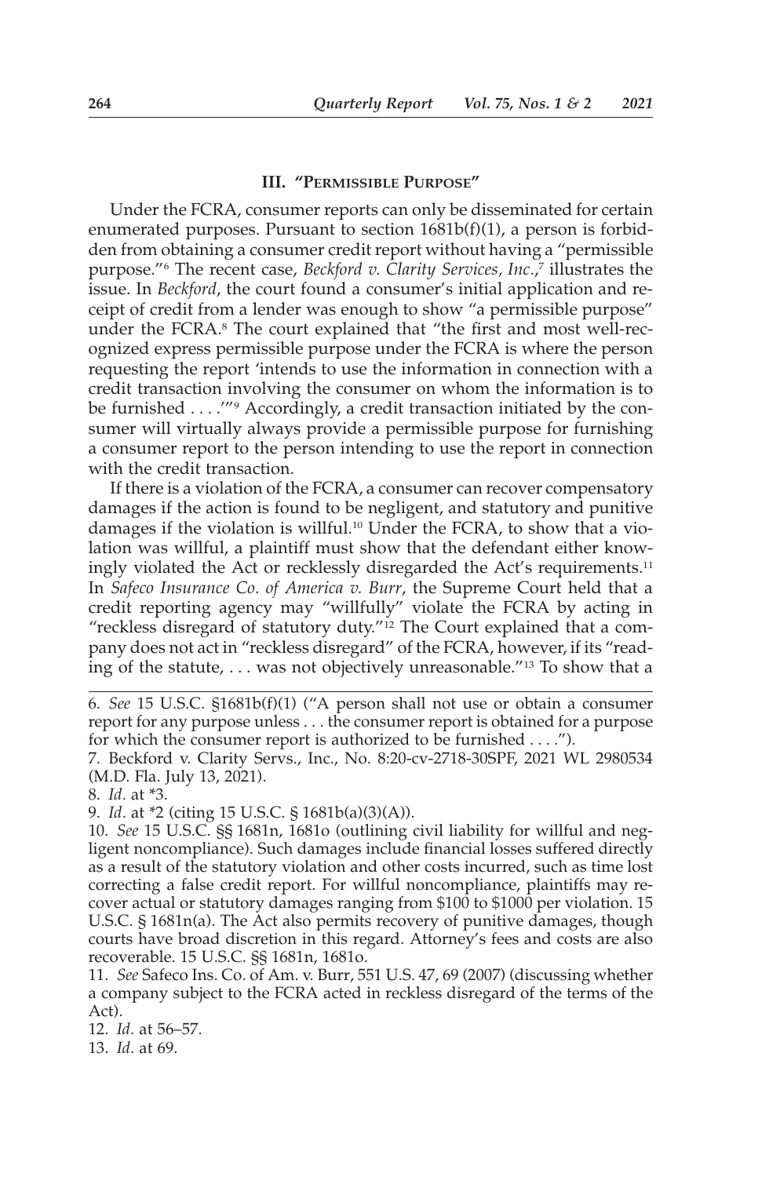### III. "Permissible Purpose"

Under the FCRA, consumer reports can only be disseminated for certain enumerated purposes. Pursuant to section 1681b(f)(1), a person is forbidden from obtaining a consumer credit report without having a "permissible purpose."[6] The recent case, *Beckford v. Clarity Services, Inc.*,[7] illustrates the issue. In *Beckford*, the court found a consumer's initial application and receipt of credit from a lender was enough to show "a permissible purpose" under the FCRA.[8] The court explained that "the first and most well-recognized express permissible purpose under the FCRA is where the person requesting the report 'intends to use the information in connection with a credit transaction involving the consumer on whom the information is to be furnished . . . .'"[9] Accordingly, a credit transaction initiated by the consumer will virtually always provide a permissible purpose for furnishing a consumer report to the person intending to use the report in connection with the credit transaction.

If there is a violation of the FCRA, a consumer can recover compensatory damages if the action is found to be negligent, and statutory and punitive damages if the violation is willful.[10] Under the FCRA, to show that a violation was willful, a plaintiff must show that the defendant either knowingly violated the Act or recklessly disregarded the Act's requirements.[11] In *Safeco Insurance Co. of America v. Burr*, the Supreme Court held that a credit reporting agency may "willfully" violate the FCRA by acting in "reckless disregard of statutory duty."[12] The Court explained that a company does not act in "reckless disregard" of the FCRA, however, if its "reading of the statute, . . . was not objectively unreasonable."[13] To show that a

---

6. *See* 15 U.S.C. §1681b(f)(1) ("A person shall not use or obtain a consumer report for any purpose unless . . . the consumer report is obtained for a purpose for which the consumer report is authorized to be furnished . . . .").

7. Beckford v. Clarity Servs., Inc., No. 8:20-cv-2718-30SPF, 2021 WL 2980534 (M.D. Fla. July 13, 2021).

8. *Id*. at *3.

9. *Id*. at *2 (citing 15 U.S.C. § 1681b(a)(3)(A)).

10. *See* 15 U.S.C. §§ 1681n, 1681o (outlining civil liability for willful and negligent noncompliance). Such damages include financial losses suffered directly as a result of the statutory violation and other costs incurred, such as time lost correcting a false credit report. For willful noncompliance, plaintiffs may recover actual or statutory damages ranging from $100 to $1000 per violation. 15 U.S.C. § 1681n(a). The Act also permits recovery of punitive damages, though courts have broad discretion in this regard. Attorney's fees and costs are also recoverable. 15 U.S.C. §§ 1681n, 1681o.

11. *See* Safeco Ins. Co. of Am. v. Burr, 551 U.S. 47, 69 (2007) (discussing whether a company subject to the FCRA acted in reckless disregard of the terms of the Act).

12. *Id*. at 56–57.

13. *Id*. at 69.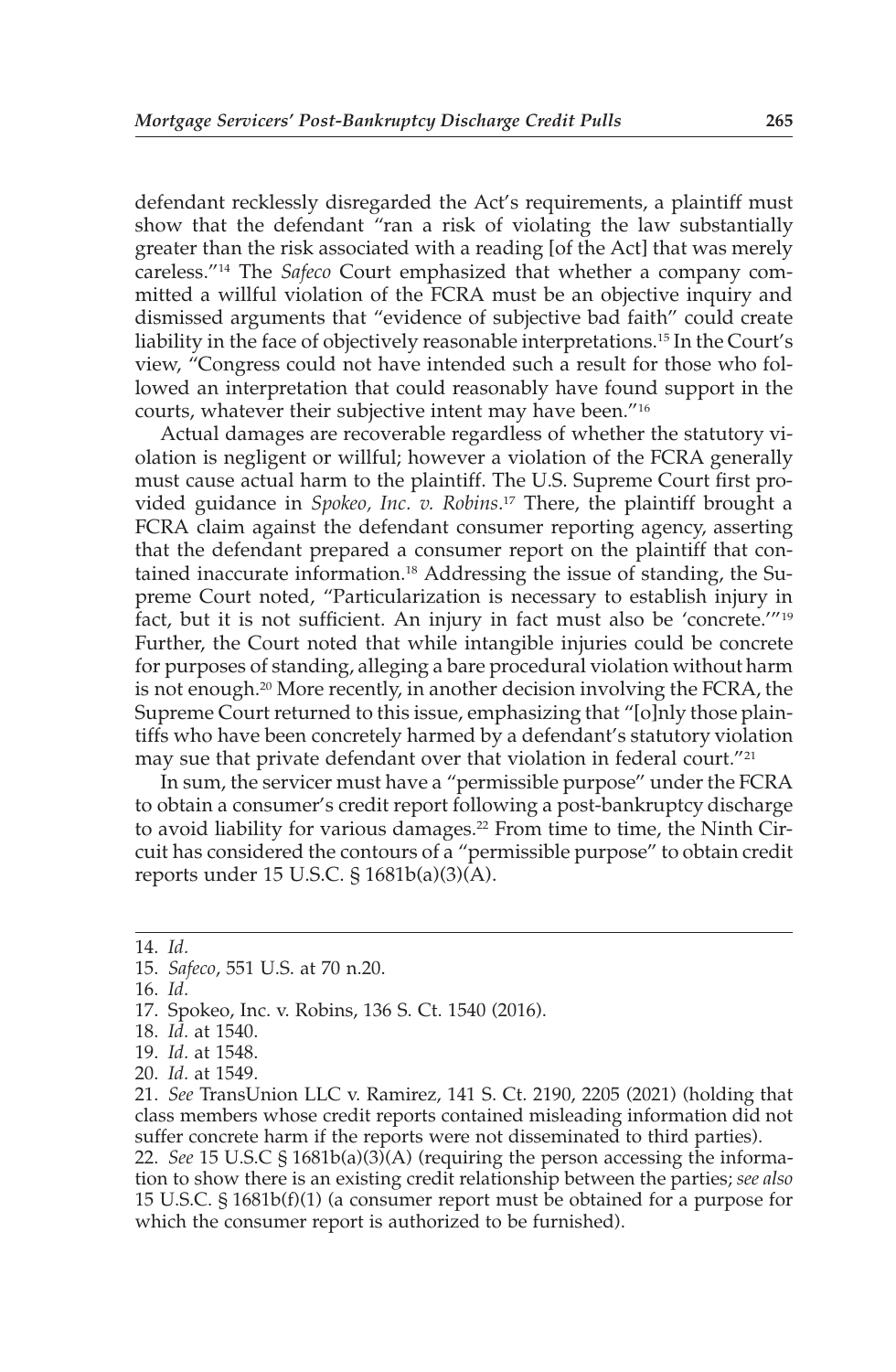defendant recklessly disregarded the Act's requirements, a plaintiff must show that the defendant "ran a risk of violating the law substantially greater than the risk associated with a reading [of the Act] that was merely careless."[14] The *Safeco* Court emphasized that whether a company committed a willful violation of the FCRA must be an objective inquiry and dismissed arguments that "evidence of subjective bad faith" could create liability in the face of objectively reasonable interpretations.[15] In the Court's view, "Congress could not have intended such a result for those who followed an interpretation that could reasonably have found support in the courts, whatever their subjective intent may have been."[16]

Actual damages are recoverable regardless of whether the statutory violation is negligent or willful; however a violation of the FCRA generally must cause actual harm to the plaintiff. The U.S. Supreme Court first provided guidance in *Spokeo, Inc. v. Robins*.[17] There, the plaintiff brought a FCRA claim against the defendant consumer reporting agency, asserting that the defendant prepared a consumer report on the plaintiff that contained inaccurate information.[18] Addressing the issue of standing, the Supreme Court noted, "Particularization is necessary to establish injury in fact, but it is not sufficient. An injury in fact must also be 'concrete.'"[19] Further, the Court noted that while intangible injuries could be concrete for purposes of standing, alleging a bare procedural violation without harm is not enough.[20] More recently, in another decision involving the FCRA, the Supreme Court returned to this issue, emphasizing that "[o]nly those plaintiffs who have been concretely harmed by a defendant's statutory violation may sue that private defendant over that violation in federal court."[21]

In sum, the servicer must have a "permissible purpose" under the FCRA to obtain a consumer's credit report following a post-bankruptcy discharge to avoid liability for various damages.[22] From time to time, the Ninth Circuit has considered the contours of a "permissible purpose" to obtain credit reports under 15 U.S.C. § 1681b(a)(3)(A).

---

14. *Id.*

15. *Safeco*, 551 U.S. at 70 n.20.

16. *Id.*

17. Spokeo, Inc. v. Robins, 136 S. Ct. 1540 (2016).

18. *Id.* at 1540.

19. *Id.* at 1548.

20. *Id.* at 1549.

21. *See* TransUnion LLC v. Ramirez, 141 S. Ct. 2190, 2205 (2021) (holding that class members whose credit reports contained misleading information did not suffer concrete harm if the reports were not disseminated to third parties).

22. *See* 15 U.S.C § 1681b(a)(3)(A) (requiring the person accessing the information to show there is an existing credit relationship between the parties; *see also* 15 U.S.C. § 1681b(f)(1) (a consumer report must be obtained for a purpose for which the consumer report is authorized to be furnished).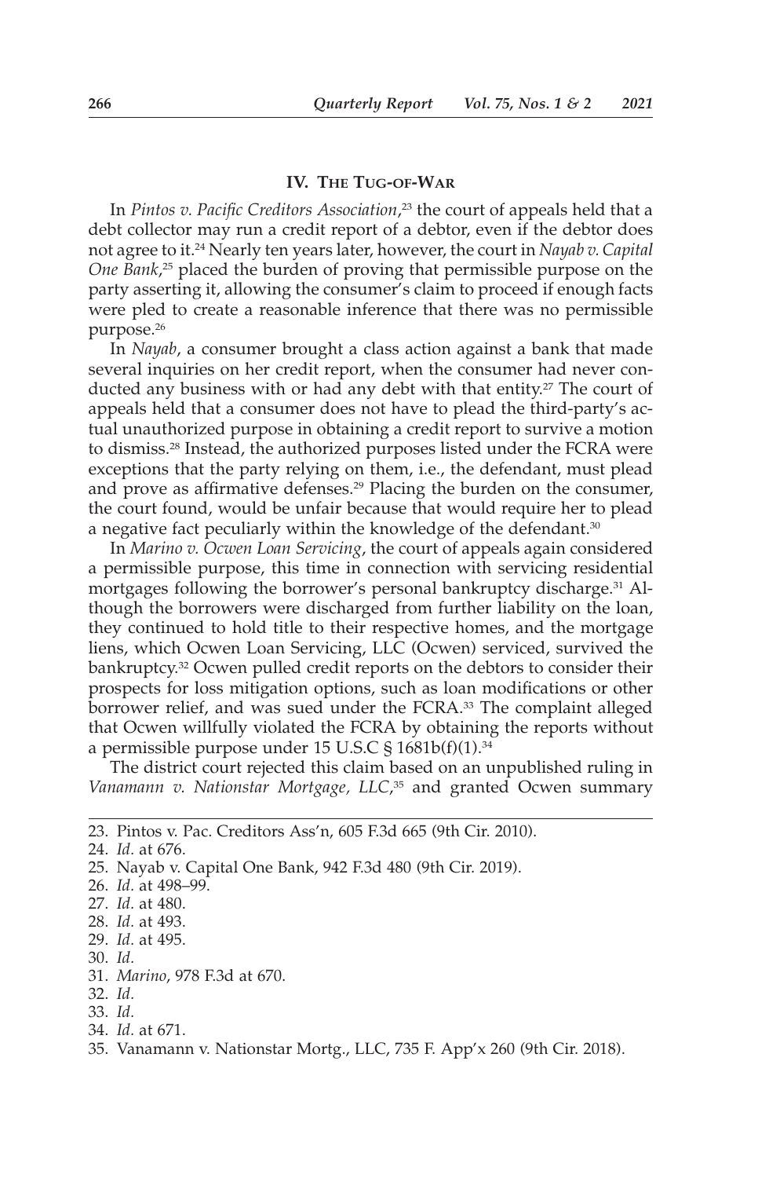## IV. The Tug-of-War

In *Pintos v. Pacific Creditors Association*,[23] the court of appeals held that a debt collector may run a credit report of a debtor, even if the debtor does not agree to it.[24] Nearly ten years later, however, the court in *Nayab v. Capital One Bank*,[25] placed the burden of proving that permissible purpose on the party asserting it, allowing the consumer's claim to proceed if enough facts were pled to create a reasonable inference that there was no permissible purpose.[26]

In *Nayab*, a consumer brought a class action against a bank that made several inquiries on her credit report, when the consumer had never conducted any business with or had any debt with that entity.[27] The court of appeals held that a consumer does not have to plead the third-party's actual unauthorized purpose in obtaining a credit report to survive a motion to dismiss.[28] Instead, the authorized purposes listed under the FCRA were exceptions that the party relying on them, i.e., the defendant, must plead and prove as affirmative defenses.[29] Placing the burden on the consumer, the court found, would be unfair because that would require her to plead a negative fact peculiarly within the knowledge of the defendant.[30]

In *Marino v. Ocwen Loan Servicing*, the court of appeals again considered a permissible purpose, this time in connection with servicing residential mortgages following the borrower's personal bankruptcy discharge.[31] Although the borrowers were discharged from further liability on the loan, they continued to hold title to their respective homes, and the mortgage liens, which Ocwen Loan Servicing, LLC (Ocwen) serviced, survived the bankruptcy.[32] Ocwen pulled credit reports on the debtors to consider their prospects for loss mitigation options, such as loan modifications or other borrower relief, and was sued under the FCRA.[33] The complaint alleged that Ocwen willfully violated the FCRA by obtaining the reports without a permissible purpose under 15 U.S.C § 1681b(f)(1).[34]

The district court rejected this claim based on an unpublished ruling in *Vanamann v. Nationstar Mortgage, LLC*,[35] and granted Ocwen summary

---

23. Pintos v. Pac. Creditors Ass'n, 605 F.3d 665 (9th Cir. 2010).
24. *Id.* at 676.
25. Nayab v. Capital One Bank, 942 F.3d 480 (9th Cir. 2019).
26. *Id.* at 498–99.
27. *Id.* at 480.
28. *Id.* at 493.
29. *Id.* at 495.
30. *Id.*
31. *Marino*, 978 F.3d at 670.
32. *Id.*
33. *Id.*
34. *Id.* at 671.
35. Vanamann v. Nationstar Mortg., LLC, 735 F. App'x 260 (9th Cir. 2018).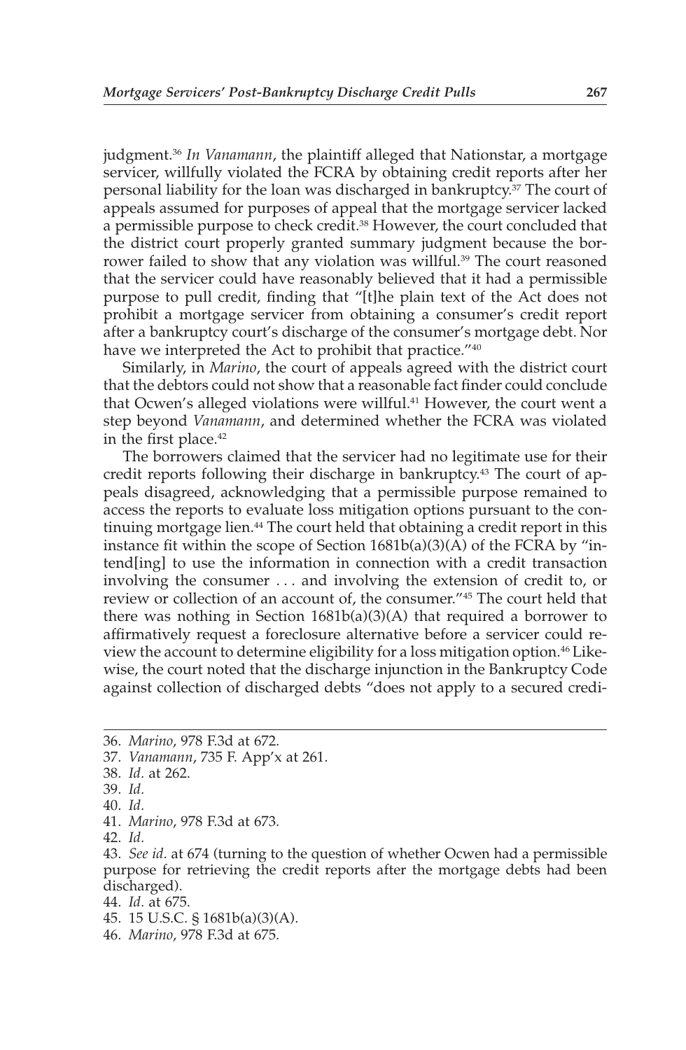judgment.[36] *In Vanamann*, the plaintiff alleged that Nationstar, a mortgage servicer, willfully violated the FCRA by obtaining credit reports after her personal liability for the loan was discharged in bankruptcy.[37] The court of appeals assumed for purposes of appeal that the mortgage servicer lacked a permissible purpose to check credit.[38] However, the court concluded that the district court properly granted summary judgment because the borrower failed to show that any violation was willful.[39] The court reasoned that the servicer could have reasonably believed that it had a permissible purpose to pull credit, finding that "[t]he plain text of the Act does not prohibit a mortgage servicer from obtaining a consumer's credit report after a bankruptcy court's discharge of the consumer's mortgage debt. Nor have we interpreted the Act to prohibit that practice."[40]

Similarly, in *Marino*, the court of appeals agreed with the district court that the debtors could not show that a reasonable fact finder could conclude that Ocwen's alleged violations were willful.[41] However, the court went a step beyond *Vanamann*, and determined whether the FCRA was violated in the first place.[42]

The borrowers claimed that the servicer had no legitimate use for their credit reports following their discharge in bankruptcy.[43] The court of appeals disagreed, acknowledging that a permissible purpose remained to access the reports to evaluate loss mitigation options pursuant to the continuing mortgage lien.[44] The court held that obtaining a credit report in this instance fit within the scope of Section 1681b(a)(3)(A) of the FCRA by "intend[ing] to use the information in connection with a credit transaction involving the consumer . . . and involving the extension of credit to, or review or collection of an account of, the consumer."[45] The court held that there was nothing in Section 1681b(a)(3)(A) that required a borrower to affirmatively request a foreclosure alternative before a servicer could review the account to determine eligibility for a loss mitigation option.[46] Likewise, the court noted that the discharge injunction in the Bankruptcy Code against collection of discharged debts "does not apply to a secured credi-

36. *Marino*, 978 F.3d at 672.
37. *Vanamann*, 735 F. App'x at 261.
38. *Id.* at 262.
39. *Id.*
40. *Id.*
41. *Marino*, 978 F.3d at 673.
42. *Id.*
43. *See id.* at 674 (turning to the question of whether Ocwen had a permissible purpose for retrieving the credit reports after the mortgage debts had been discharged).
44. *Id.* at 675.
45. 15 U.S.C. § 1681b(a)(3)(A).
46. *Marino*, 978 F.3d at 675.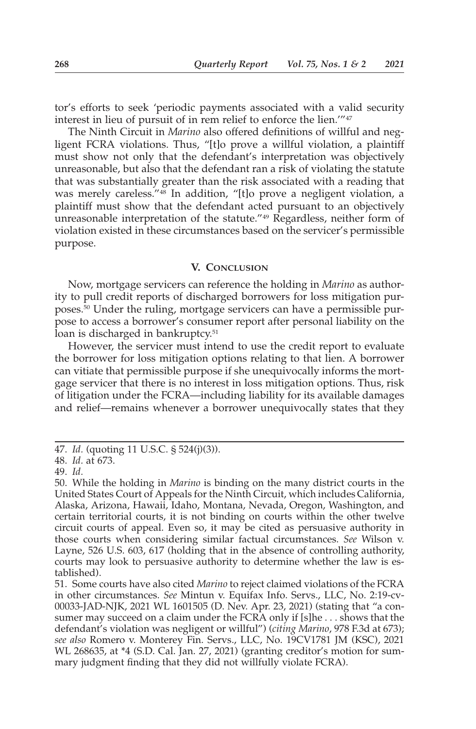tor's efforts to seek 'periodic payments associated with a valid security interest in lieu of pursuit of in rem relief to enforce the lien.'"[47]

The Ninth Circuit in *Marino* also offered definitions of willful and negligent FCRA violations. Thus, "[t]o prove a willful violation, a plaintiff must show not only that the defendant's interpretation was objectively unreasonable, but also that the defendant ran a risk of violating the statute that was substantially greater than the risk associated with a reading that was merely careless."[48] In addition, "[t]o prove a negligent violation, a plaintiff must show that the defendant acted pursuant to an objectively unreasonable interpretation of the statute."[49] Regardless, neither form of violation existed in these circumstances based on the servicer's permissible purpose.

## V. Conclusion

Now, mortgage servicers can reference the holding in *Marino* as authority to pull credit reports of discharged borrowers for loss mitigation purposes.[50] Under the ruling, mortgage servicers can have a permissible purpose to access a borrower's consumer report after personal liability on the loan is discharged in bankruptcy.[51]

However, the servicer must intend to use the credit report to evaluate the borrower for loss mitigation options relating to that lien. A borrower can vitiate that permissible purpose if she unequivocally informs the mortgage servicer that there is no interest in loss mitigation options. Thus, risk of litigation under the FCRA—including liability for its available damages and relief—remains whenever a borrower unequivocally states that they

---

47. *Id.* (quoting 11 U.S.C. § 524(j)(3)).

48. *Id.* at 673.

49. *Id.*

50. While the holding in *Marino* is binding on the many district courts in the United States Court of Appeals for the Ninth Circuit, which includes California, Alaska, Arizona, Hawaii, Idaho, Montana, Nevada, Oregon, Washington, and certain territorial courts, it is not binding on courts within the other twelve circuit courts of appeal. Even so, it may be cited as persuasive authority in those courts when considering similar factual circumstances. *See* Wilson v. Layne, 526 U.S. 603, 617 (holding that in the absence of controlling authority, courts may look to persuasive authority to determine whether the law is established).

51. Some courts have also cited *Marino* to reject claimed violations of the FCRA in other circumstances. *See* Mintun v. Equifax Info. Servs., LLC, No. 2:19-cv-00033-JAD-NJK, 2021 WL 1601505 (D. Nev. Apr. 23, 2021) (stating that "a consumer may succeed on a claim under the FCRA only if [s]he . . . shows that the defendant's violation was negligent or willful") (*citing Marino*, 978 F.3d at 673); *see also* Romero v. Monterey Fin. Servs., LLC, No. 19CV1781 JM (KSC), 2021 WL 268635, at *4 (S.D. Cal. Jan. 27, 2021) (granting creditor's motion for summary judgment finding that they did not willfully violate FCRA).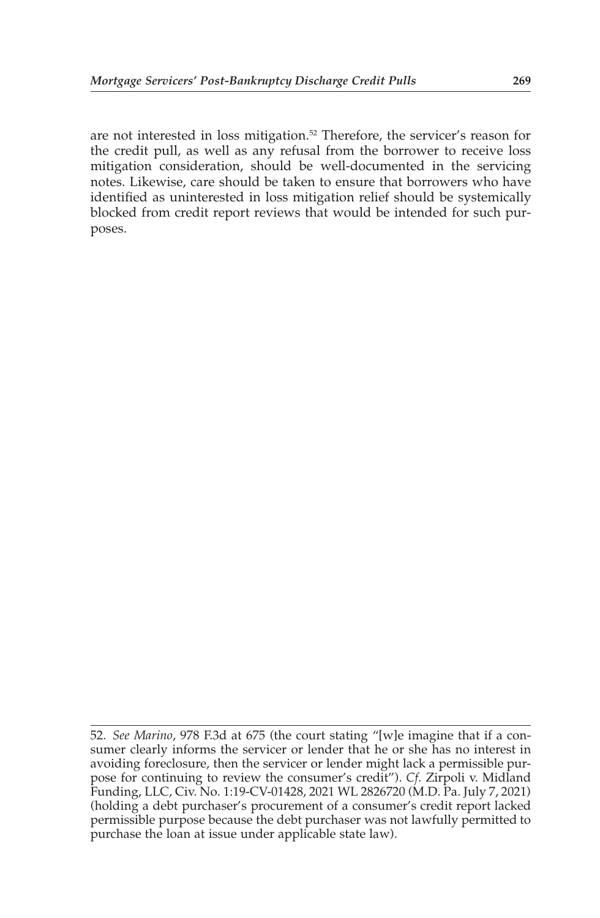are not interested in loss mitigation.[52] Therefore, the servicer's reason for the credit pull, as well as any refusal from the borrower to receive loss mitigation consideration, should be well-documented in the servicing notes. Likewise, care should be taken to ensure that borrowers who have identified as uninterested in loss mitigation relief should be systemically blocked from credit report reviews that would be intended for such purposes.

---

52. *See Marino*, 978 F.3d at 675 (the court stating "[w]e imagine that if a consumer clearly informs the servicer or lender that he or she has no interest in avoiding foreclosure, then the servicer or lender might lack a permissible purpose for continuing to review the consumer's credit"). *Cf.* Zirpoli v. Midland Funding, LLC, Civ. No. 1:19-CV-01428, 2021 WL 2826720 (M.D. Pa. July 7, 2021) (holding a debt purchaser's procurement of a consumer's credit report lacked permissible purpose because the debt purchaser was not lawfully permitted to purchase the loan at issue under applicable state law).